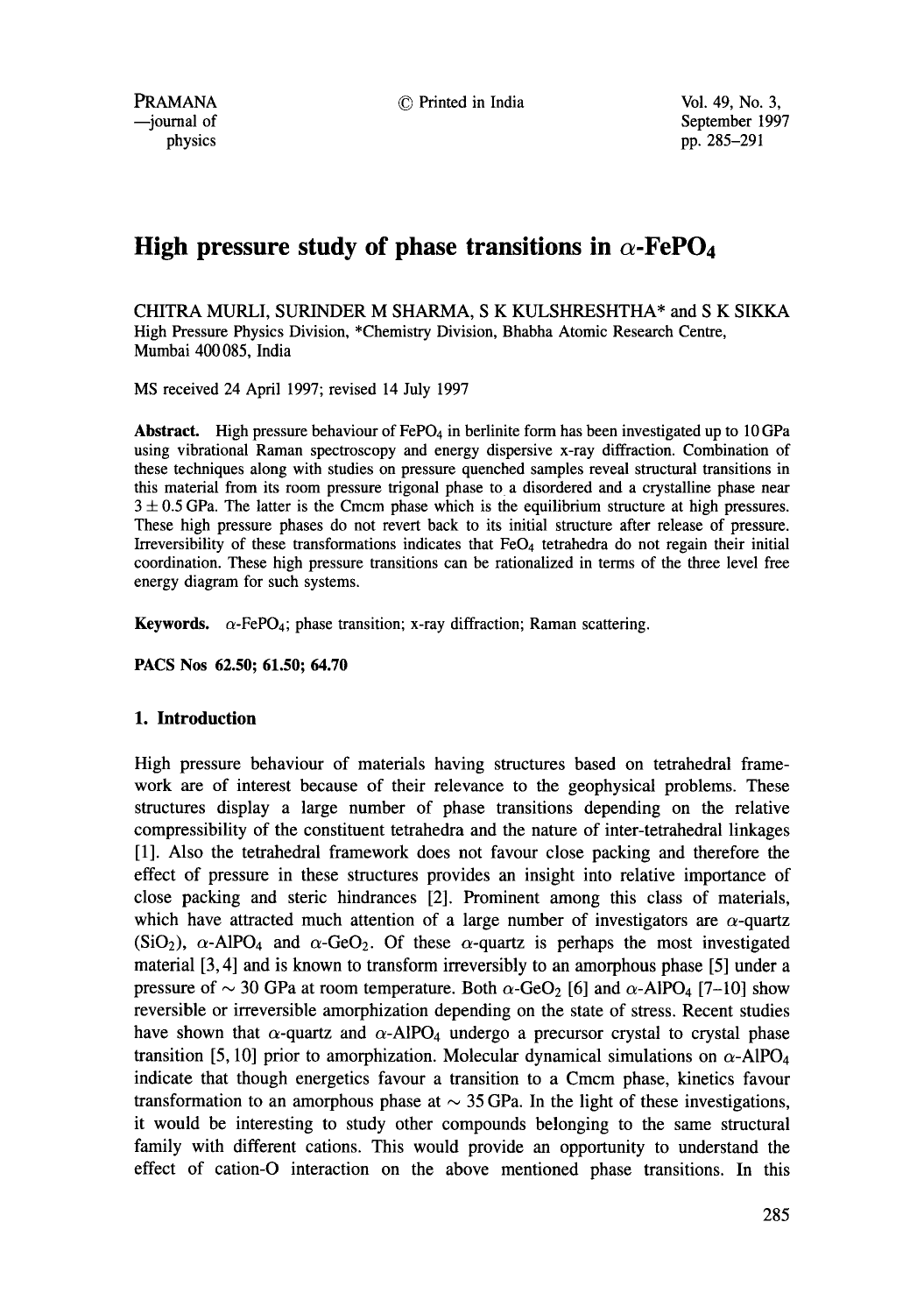# High pressure study of phase transitions in $\alpha$-$FePO_4$

CHITRA MURLI, SURINDER M SHARMA, S K KULSHRESHTHA* and S K SIKKA

High Pressure Physics Division, *Chemistry Division, Bhabha Atomic Research Centre, Mumbai 400085, India

MS received 24 April 1997; revised 14 July 1997

**Abstract.** High pressure behaviour of $FePO_4$ in berlinite form has been investigated up to 10 GPa using vibrational Raman spectroscopy and energy dispersive x-ray diffraction. Combination of these techniques along with studies on pressure quenched samples reveal structural transitions in this material from its room pressure trigonal phase to a disordered and a crystalline phase near $3 \pm 0.5$ GPa. The latter is the Cmcm phase which is the equilibrium structure at high pressures. These high pressure phases do not revert back to its initial structure after release of pressure. Irreversibility of these transformations indicates that $FeO_4$ tetrahedra do not regain their initial coordination. These high pressure transitions can be rationalized in terms of the three level free energy diagram for such systems.

**Keywords.** $\alpha$-$FePO_4$; phase transition; x-ray diffraction; Raman scattering.

**PACS Nos 62.50; 61.50; 64.70**

## 1. Introduction

High pressure behaviour of materials having structures based on tetrahedral framework are of interest because of their relevance to the geophysical problems. These structures display a large number of phase transitions depending on the relative compressibility of the constituent tetrahedra and the nature of inter-tetrahedral linkages [1]. Also the tetrahedral framework does not favour close packing and therefore the effect of pressure in these structures provides an insight into relative importance of close packing and steric hindrances [2]. Prominent among this class of materials, which have attracted much attention of a large number of investigators are $\alpha$-quartz ($SiO_2$), $\alpha$-$AlPO_4$ and $\alpha$-$GeO_2$. Of these $\alpha$-quartz is perhaps the most investigated material [3,4] and is known to transform irreversibly to an amorphous phase [5] under a pressure of $\sim 30$ GPa at room temperature. Both $\alpha$-$GeO_2$ [6] and $\alpha$-$AlPO_4$ [7–10] show reversible or irreversible amorphization depending on the state of stress. Recent studies have shown that $\alpha$-quartz and $\alpha$-$AlPO_4$ undergo a precursor crystal to crystal phase transition [5,10] prior to amorphization. Molecular dynamical simulations on $\alpha$-$AlPO_4$ indicate that though energetics favour a transition to a Cmcm phase, kinetics favour transformation to an amorphous phase at $\sim 35$ GPa. In the light of these investigations, it would be interesting to study other compounds belonging to the same structural family with different cations. This would provide an opportunity to understand the effect of cation-O interaction on the above mentioned phase transitions. In this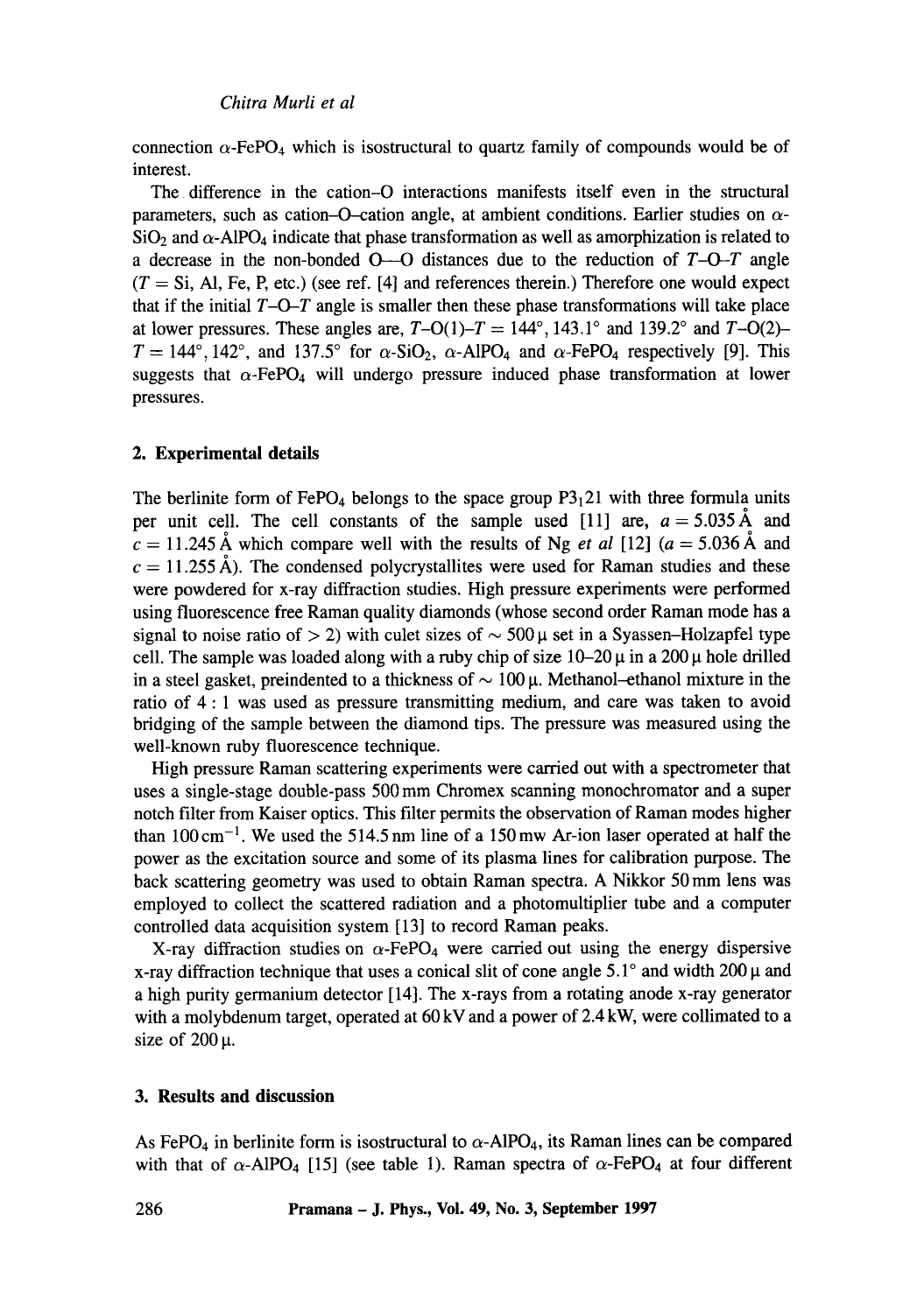connection $\alpha$-$FePO_4$ which is isostructural to quartz family of compounds would be of interest.

The difference in the cation–O interactions manifests itself even in the structural parameters, such as cation–O–cation angle, at ambient conditions. Earlier studies on $\alpha$-$SiO_2$ and $\alpha$-$AlPO_4$ indicate that phase transformation as well as amorphization is related to a decrease in the non-bonded O—O distances due to the reduction of $T$–$O$–$T$ angle ($T$ = Si, Al, Fe, P, etc.) (see ref. [4] and references therein.) Therefore one would expect that if the initial $T$–$O$–$T$ angle is smaller then these phase transformations will take place at lower pressures. These angles are, $T$–O(1)–$T$ = 144°, 143.1° and 139.2° and $T$–O(2)–$T$ = 144°, 142°, and 137.5° for $\alpha$-$SiO_2$, $\alpha$-$AlPO_4$ and $\alpha$-$FePO_4$ respectively [9]. This suggests that $\alpha$-$FePO_4$ will undergo pressure induced phase transformation at lower pressures.

## 2. Experimental details

The berlinite form of $FePO_4$ belongs to the space group $P3_121$ with three formula units per unit cell. The cell constants of the sample used [11] are, $a = 5.035$ Å and $c = 11.245$ Å which compare well with the results of Ng *et al* [12] ($a = 5.036$ Å and $c = 11.255$ Å). The condensed polycrystallites were used for Raman studies and these were powdered for x-ray diffraction studies. High pressure experiments were performed using fluorescence free Raman quality diamonds (whose second order Raman mode has a signal to noise ratio of > 2) with culet sizes of ~ 500 μ set in a Syassen–Holzapfel type cell. The sample was loaded along with a ruby chip of size 10–20 μ in a 200 μ hole drilled in a steel gasket, preindented to a thickness of ~ 100 μ. Methanol–ethanol mixture in the ratio of 4 : 1 was used as pressure transmitting medium, and care was taken to avoid bridging of the sample between the diamond tips. The pressure was measured using the well-known ruby fluorescence technique.

High pressure Raman scattering experiments were carried out with a spectrometer that uses a single-stage double-pass 500 mm Chromex scanning monochromator and a super notch filter from Kaiser optics. This filter permits the observation of Raman modes higher than $100\,cm^{-1}$. We used the 514.5 nm line of a 150 mw Ar-ion laser operated at half the power as the excitation source and some of its plasma lines for calibration purpose. The back scattering geometry was used to obtain Raman spectra. A Nikkor 50 mm lens was employed to collect the scattered radiation and a photomultiplier tube and a computer controlled data acquisition system [13] to record Raman peaks.

X-ray diffraction studies on $\alpha$-$FePO_4$ were carried out using the energy dispersive x-ray diffraction technique that uses a conical slit of cone angle 5.1° and width 200 μ and a high purity germanium detector [14]. The x-rays from a rotating anode x-ray generator with a molybdenum target, operated at 60 kV and a power of 2.4 kW, were collimated to a size of 200 μ.

## 3. Results and discussion

As $FePO_4$ in berlinite form is isostructural to $\alpha$-$AlPO_4$, its Raman lines can be compared with that of $\alpha$-$AlPO_4$ [15] (see table 1). Raman spectra of $\alpha$-$FePO_4$ at four different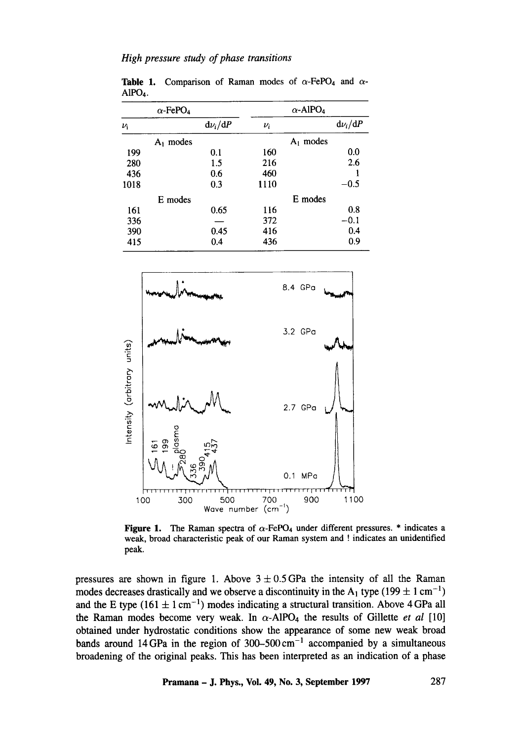**Table 1.** Comparison of Raman modes of $\alpha$-$FePO_4$ and $\alpha$-$AlPO_4$.

| $\alpha$-$FePO_4$ | | $\alpha$-$AlPO_4$ | |
|---|---|---|---|
| $\nu_i$ | $d\nu_i/dP$ | $\nu_i$ | $d\nu_i/dP$ |
| $A_1$ modes | | $A_1$ modes | |
| 199 | 0.1 | 160 | 0.0 |
| 280 | 1.5 | 216 | 2.6 |
| 436 | 0.6 | 460 | 1 |
| 1018 | 0.3 | 1110 | −0.5 |
| E modes | | E modes | |
| 161 | 0.65 | 116 | 0.8 |
| 336 | — | 372 | −0.1 |
| 390 | 0.45 | 416 | 0.4 |
| 415 | 0.4 | 436 | 0.9 |

**Figure 1.** The Raman spectra of $\alpha$-$FePO_4$ under different pressures. * indicates a weak, broad characteristic peak of our Raman system and ! indicates an unidentified peak.

pressures are shown in figure 1. Above $3 \pm 0.5$ GPa the intensity of all the Raman modes decreases drastically and we observe a discontinuity in the $A_1$ type ($199 \pm 1\,\mathrm{cm}^{-1}$) and the E type ($161 \pm 1\,\mathrm{cm}^{-1}$) modes indicating a structural transition. Above 4 GPa all the Raman modes become very weak. In $\alpha$-$AlPO_4$ the results of Gillette *et al* [10] obtained under hydrostatic conditions show the appearance of some new weak broad bands around 14 GPa in the region of 300–500 $\mathrm{cm}^{-1}$ accompanied by a simultaneous broadening of the original peaks. This has been interpreted as an indication of a phase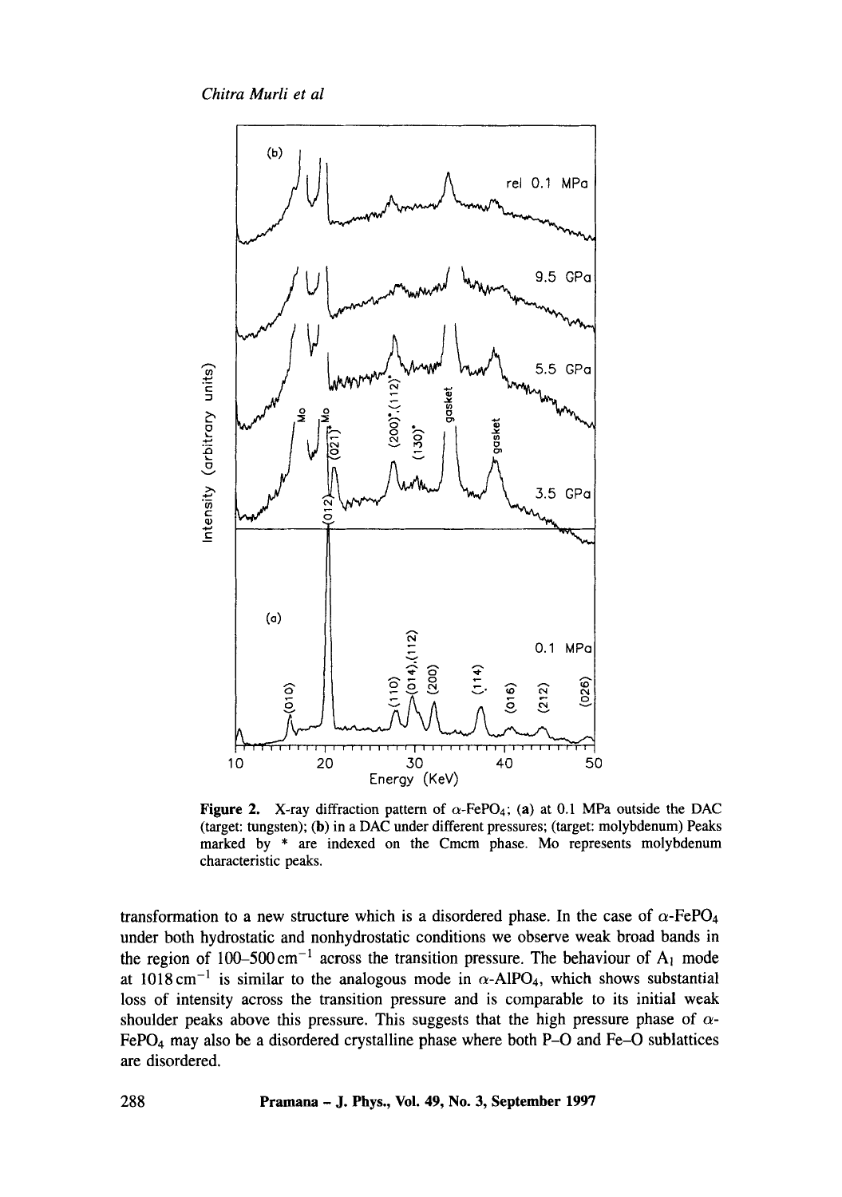Figure 2. X-ray diffraction pattern of $\alpha$-$FePO_4$; (a) at 0.1 MPa outside the DAC (target: tungsten); (b) in a DAC under different pressures; (target: molybdenum) Peaks marked by * are indexed on the Cmcm phase. Mo represents molybdenum characteristic peaks.

transformation to a new structure which is a disordered phase. In the case of $\alpha$-$FePO_4$ under both hydrostatic and nonhydrostatic conditions we observe weak broad bands in the region of 100–500 $cm^{-1}$ across the transition pressure. The behaviour of $A_1$ mode at 1018 $cm^{-1}$ is similar to the analogous mode in $\alpha$-$AlPO_4$, which shows substantial loss of intensity across the transition pressure and is comparable to its initial weak shoulder peaks above this pressure. This suggests that the high pressure phase of $\alpha$-$FePO_4$ may also be a disordered crystalline phase where both P–O and Fe–O sublattices are disordered.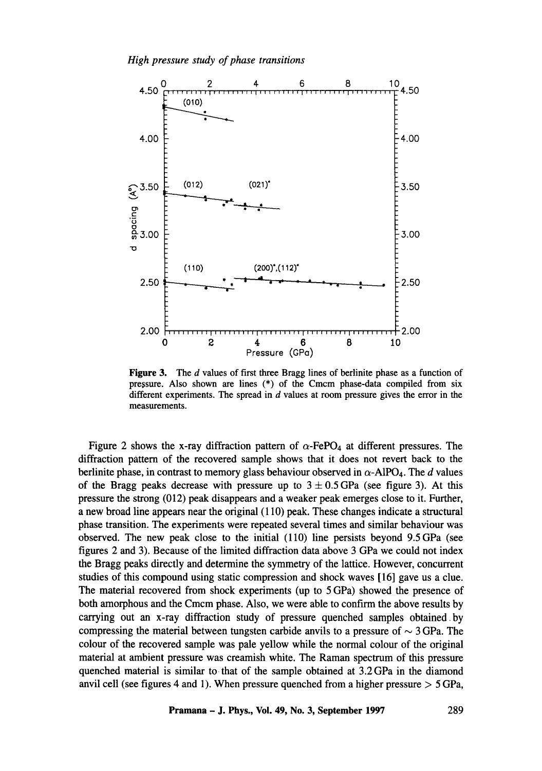**Figure 3.** The $d$ values of first three Bragg lines of berlinite phase as a function of pressure. Also shown are lines (*) of the Cmcm phase-data compiled from six different experiments. The spread in $d$ values at room pressure gives the error in the measurements.

Figure 2 shows the x-ray diffraction pattern of $\alpha$-$FePO_4$ at different pressures. The diffraction pattern of the recovered sample shows that it does not revert back to the berlinite phase, in contrast to memory glass behaviour observed in $\alpha$-$AlPO_4$. The $d$ values of the Bragg peaks decrease with pressure up to $3 \pm 0.5$ GPa (see figure 3). At this pressure the strong (012) peak disappears and a weaker peak emerges close to it. Further, a new broad line appears near the original (110) peak. These changes indicate a structural phase transition. The experiments were repeated several times and similar behaviour was observed. The new peak close to the initial (110) line persists beyond 9.5 GPa (see figures 2 and 3). Because of the limited diffraction data above 3 GPa we could not index the Bragg peaks directly and determine the symmetry of the lattice. However, concurrent studies of this compound using static compression and shock waves [16] gave us a clue. The material recovered from shock experiments (up to 5 GPa) showed the presence of both amorphous and the Cmcm phase. Also, we were able to confirm the above results by carrying out an x-ray diffraction study of pressure quenched samples obtained by compressing the material between tungsten carbide anvils to a pressure of $\sim 3$ GPa. The colour of the recovered sample was pale yellow while the normal colour of the original material at ambient pressure was creamish white. The Raman spectrum of this pressure quenched material is similar to that of the sample obtained at 3.2 GPa in the diamond anvil cell (see figures 4 and 1). When pressure quenched from a higher pressure $> 5$ GPa,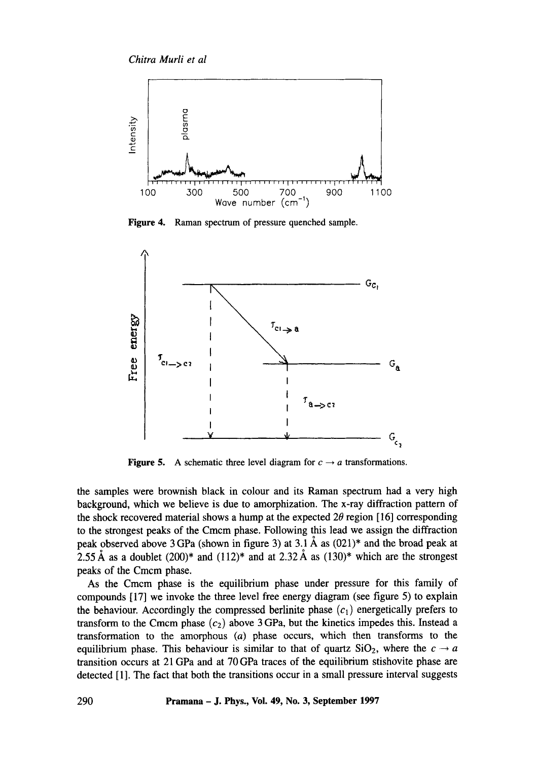Figure 4. Raman spectrum of pressure quenched sample.

Figure 5. A schematic three level diagram for $c \rightarrow a$ transformations.

the samples were brownish black in colour and its Raman spectrum had a very high background, which we believe is due to amorphization. The x-ray diffraction pattern of the shock recovered material shows a hump at the expected $2\theta$ region [16] corresponding to the strongest peaks of the Cmcm phase. Following this lead we assign the diffraction peak observed above 3 GPa (shown in figure 3) at 3.1 Å as (021)* and the broad peak at 2.55 Å as a doublet (200)* and (112)* and at 2.32 Å as (130)* which are the strongest peaks of the Cmcm phase.

As the Cmcm phase is the equilibrium phase under pressure for this family of compounds [17] we invoke the three level free energy diagram (see figure 5) to explain the behaviour. Accordingly the compressed berlinite phase ($c_1$) energetically prefers to transform to the Cmcm phase ($c_2$) above 3 GPa, but the kinetics impedes this. Instead a transformation to the amorphous ($a$) phase occurs, which then transforms to the equilibrium phase. This behaviour is similar to that of quartz $SiO_2$, where the $c \rightarrow a$ transition occurs at 21 GPa and at 70 GPa traces of the equilibrium stishovite phase are detected [1]. The fact that both the transitions occur in a small pressure interval suggests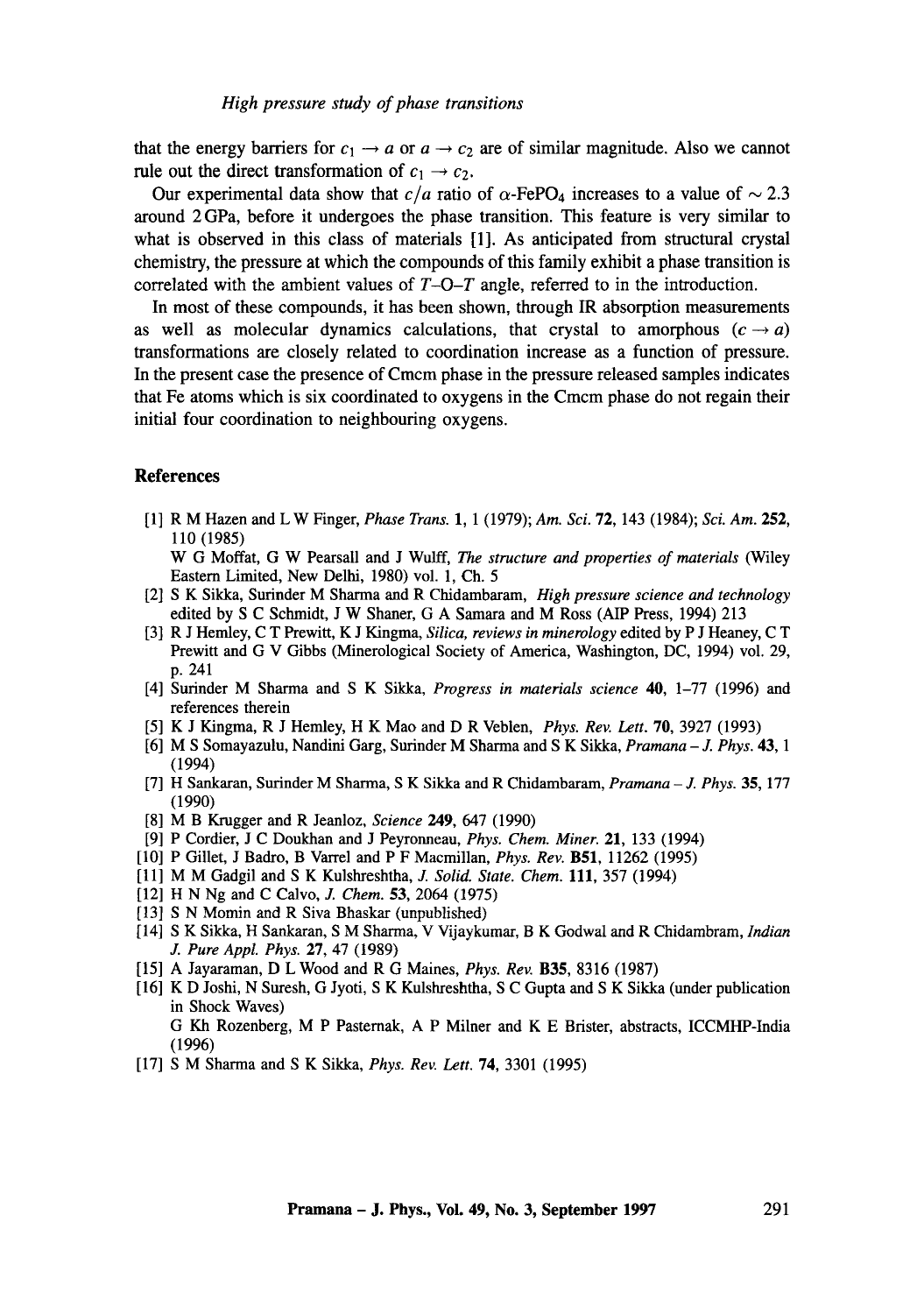that the energy barriers for $c_1 \rightarrow a$ or $a \rightarrow c_2$ are of similar magnitude. Also we cannot rule out the direct transformation of $c_1 \rightarrow c_2$.

Our experimental data show that $c/a$ ratio of $\alpha$-$FePO_4$ increases to a value of $\sim 2.3$ around 2 GPa, before it undergoes the phase transition. This feature is very similar to what is observed in this class of materials [1]. As anticipated from structural crystal chemistry, the pressure at which the compounds of this family exhibit a phase transition is correlated with the ambient values of *T–O–T* angle, referred to in the introduction.

In most of these compounds, it has been shown, through IR absorption measurements as well as molecular dynamics calculations, that crystal to amorphous ($c \rightarrow a$) transformations are closely related to coordination increase as a function of pressure. In the present case the presence of Cmcm phase in the pressure released samples indicates that Fe atoms which is six coordinated to oxygens in the Cmcm phase do not regain their initial four coordination to neighbouring oxygens.

## References

[1] R M Hazen and L W Finger, *Phase Trans.* **1**, 1 (1979); *Am. Sci.* **72**, 143 (1984); *Sci. Am.* **252**, 110 (1985)
W G Moffat, G W Pearsall and J Wulff, *The structure and properties of materials* (Wiley Eastern Limited, New Delhi, 1980) vol. 1, Ch. 5

[2] S K Sikka, Surinder M Sharma and R Chidambaram, *High pressure science and technology* edited by S C Schmidt, J W Shaner, G A Samara and M Ross (AIP Press, 1994) 213

[3] R J Hemley, C T Prewitt, K J Kingma, *Silica, reviews in minerology* edited by P J Heaney, C T Prewitt and G V Gibbs (Minerological Society of America, Washington, DC, 1994) vol. 29, p. 241

[4] Surinder M Sharma and S K Sikka, *Progress in materials science* **40**, 1–77 (1996) and references therein

[5] K J Kingma, R J Hemley, H K Mao and D R Veblen, *Phys. Rev. Lett.* **70**, 3927 (1993)

[6] M S Somayazulu, Nandini Garg, Surinder M Sharma and S K Sikka, *Pramana – J. Phys.* **43**, 1 (1994)

[7] H Sankaran, Surinder M Sharma, S K Sikka and R Chidambaram, *Pramana – J. Phys.* **35**, 177 (1990)

[8] M B Krugger and R Jeanloz, *Science* **249**, 647 (1990)

[9] P Cordier, J C Doukhan and J Peyronneau, *Phys. Chem. Miner.* **21**, 133 (1994)

[10] P Gillet, J Badro, B Varrel and P F Macmillan, *Phys. Rev.* **B51**, 11262 (1995)

[11] M M Gadgil and S K Kulshreshtha, *J. Solid. State. Chem.* **111**, 357 (1994)

[12] H N Ng and C Calvo, *J. Chem.* **53**, 2064 (1975)

[13] S N Momin and R Siva Bhaskar (unpublished)

[14] S K Sikka, H Sankaran, S M Sharma, V Vijaykumar, B K Godwal and R Chidambram, *Indian J. Pure Appl. Phys.* **27**, 47 (1989)

[15] A Jayaraman, D L Wood and R G Maines, *Phys. Rev.* **B35**, 8316 (1987)

[16] K D Joshi, N Suresh, G Jyoti, S K Kulshreshtha, S C Gupta and S K Sikka (under publication in Shock Waves)
G Kh Rozenberg, M P Pasternak, A P Milner and K E Brister, abstracts, ICCMHP-India (1996)

[17] S M Sharma and S K Sikka, *Phys. Rev. Lett.* **74**, 3301 (1995)